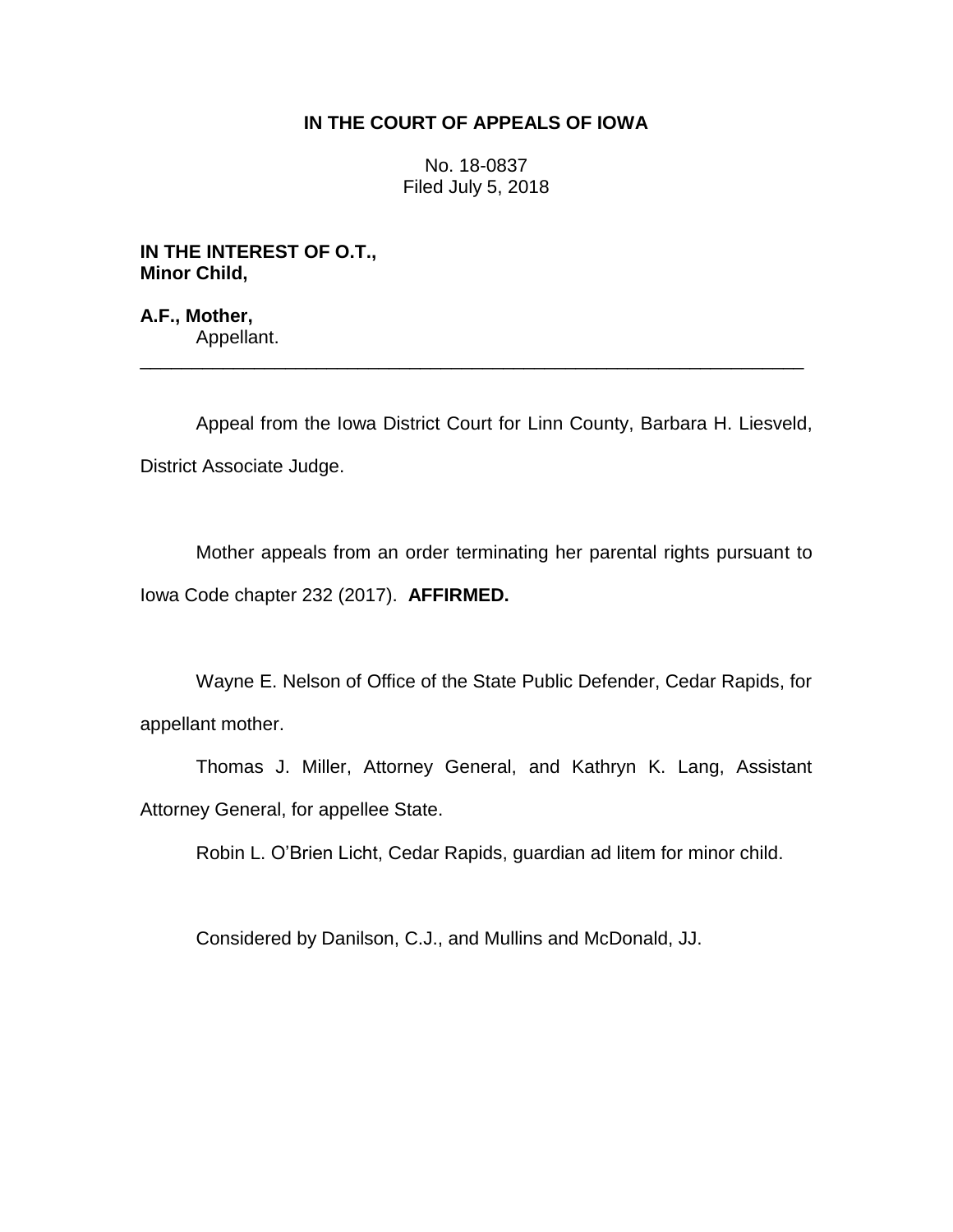# IN THE COURT OF APPEALS OF IOWA

No. 18-0837
Filed July 5, 2018

**IN THE INTEREST OF O.T., Minor Child,**

**A.F., Mother,**
Appellant.

---

Appeal from the Iowa District Court for Linn County, Barbara H. Liesveld, District Associate Judge.

Mother appeals from an order terminating her parental rights pursuant to Iowa Code chapter 232 (2017). **AFFIRMED.**

Wayne E. Nelson of Office of the State Public Defender, Cedar Rapids, for appellant mother.

Thomas J. Miller, Attorney General, and Kathryn K. Lang, Assistant Attorney General, for appellee State.

Robin L. O'Brien Licht, Cedar Rapids, guardian ad litem for minor child.

Considered by Danilson, C.J., and Mullins and McDonald, JJ.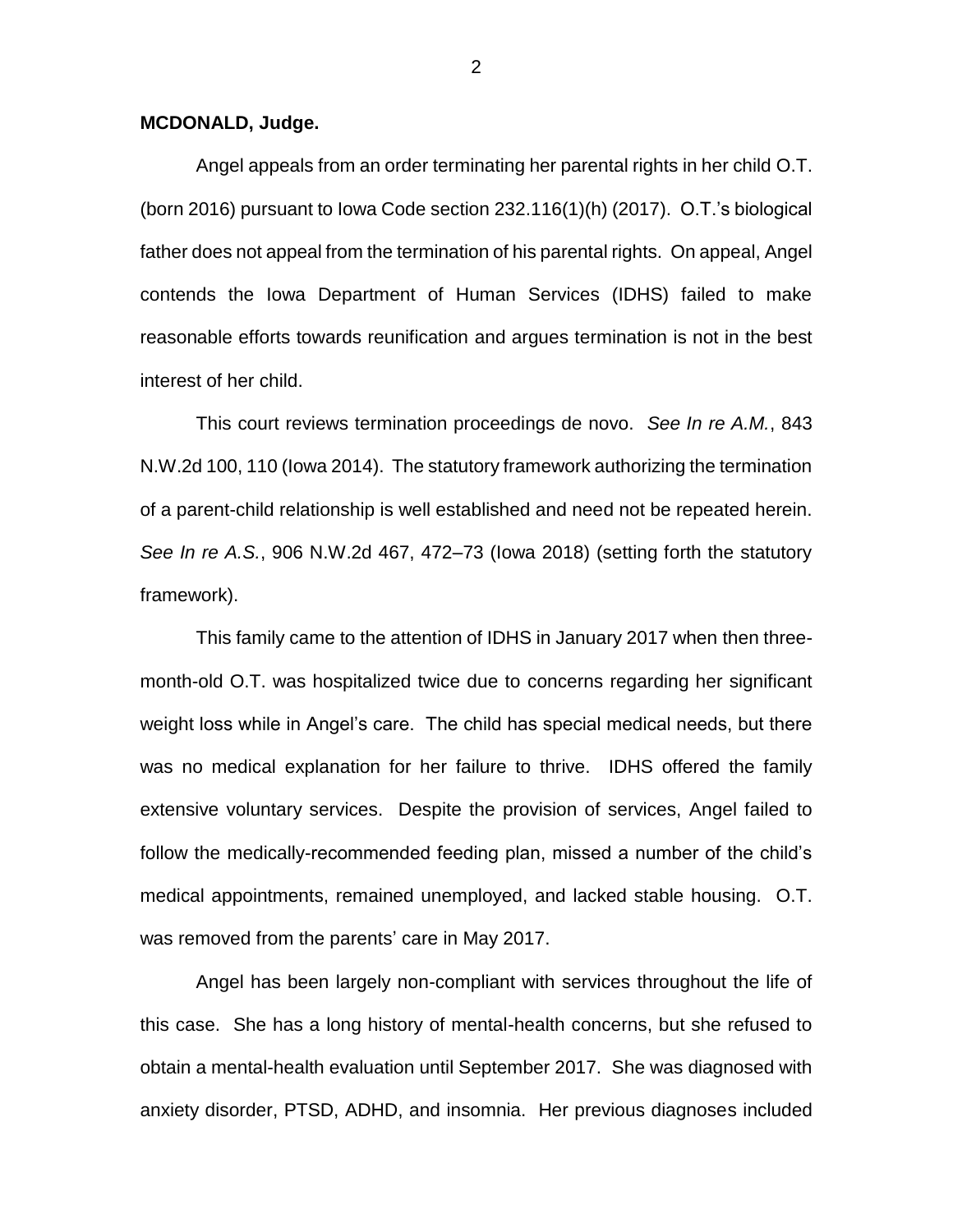**MCDONALD, Judge.**

Angel appeals from an order terminating her parental rights in her child O.T. (born 2016) pursuant to Iowa Code section 232.116(1)(h) (2017). O.T.'s biological father does not appeal from the termination of his parental rights. On appeal, Angel contends the Iowa Department of Human Services (IDHS) failed to make reasonable efforts towards reunification and argues termination is not in the best interest of her child.

This court reviews termination proceedings de novo. *See In re A.M.*, 843 N.W.2d 100, 110 (Iowa 2014). The statutory framework authorizing the termination of a parent-child relationship is well established and need not be repeated herein. *See In re A.S.*, 906 N.W.2d 467, 472–73 (Iowa 2018) (setting forth the statutory framework).

This family came to the attention of IDHS in January 2017 when then three-month-old O.T. was hospitalized twice due to concerns regarding her significant weight loss while in Angel's care. The child has special medical needs, but there was no medical explanation for her failure to thrive. IDHS offered the family extensive voluntary services. Despite the provision of services, Angel failed to follow the medically-recommended feeding plan, missed a number of the child's medical appointments, remained unemployed, and lacked stable housing. O.T. was removed from the parents' care in May 2017.

Angel has been largely non-compliant with services throughout the life of this case. She has a long history of mental-health concerns, but she refused to obtain a mental-health evaluation until September 2017. She was diagnosed with anxiety disorder, PTSD, ADHD, and insomnia. Her previous diagnoses included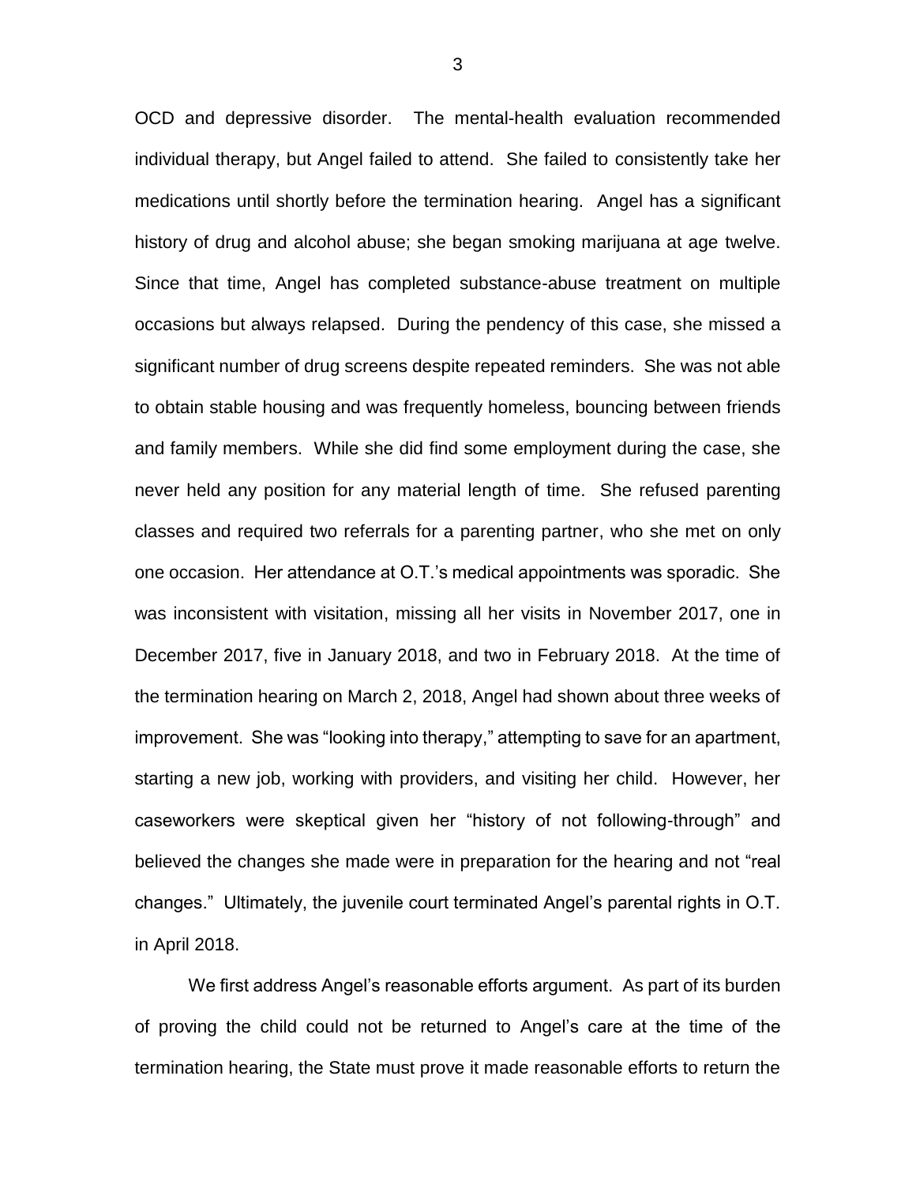OCD and depressive disorder. The mental-health evaluation recommended individual therapy, but Angel failed to attend. She failed to consistently take her medications until shortly before the termination hearing. Angel has a significant history of drug and alcohol abuse; she began smoking marijuana at age twelve. Since that time, Angel has completed substance-abuse treatment on multiple occasions but always relapsed. During the pendency of this case, she missed a significant number of drug screens despite repeated reminders. She was not able to obtain stable housing and was frequently homeless, bouncing between friends and family members. While she did find some employment during the case, she never held any position for any material length of time. She refused parenting classes and required two referrals for a parenting partner, who she met on only one occasion. Her attendance at O.T.'s medical appointments was sporadic. She was inconsistent with visitation, missing all her visits in November 2017, one in December 2017, five in January 2018, and two in February 2018. At the time of the termination hearing on March 2, 2018, Angel had shown about three weeks of improvement. She was "looking into therapy," attempting to save for an apartment, starting a new job, working with providers, and visiting her child. However, her caseworkers were skeptical given her "history of not following-through" and believed the changes she made were in preparation for the hearing and not "real changes." Ultimately, the juvenile court terminated Angel's parental rights in O.T. in April 2018.

We first address Angel's reasonable efforts argument. As part of its burden of proving the child could not be returned to Angel's care at the time of the termination hearing, the State must prove it made reasonable efforts to return the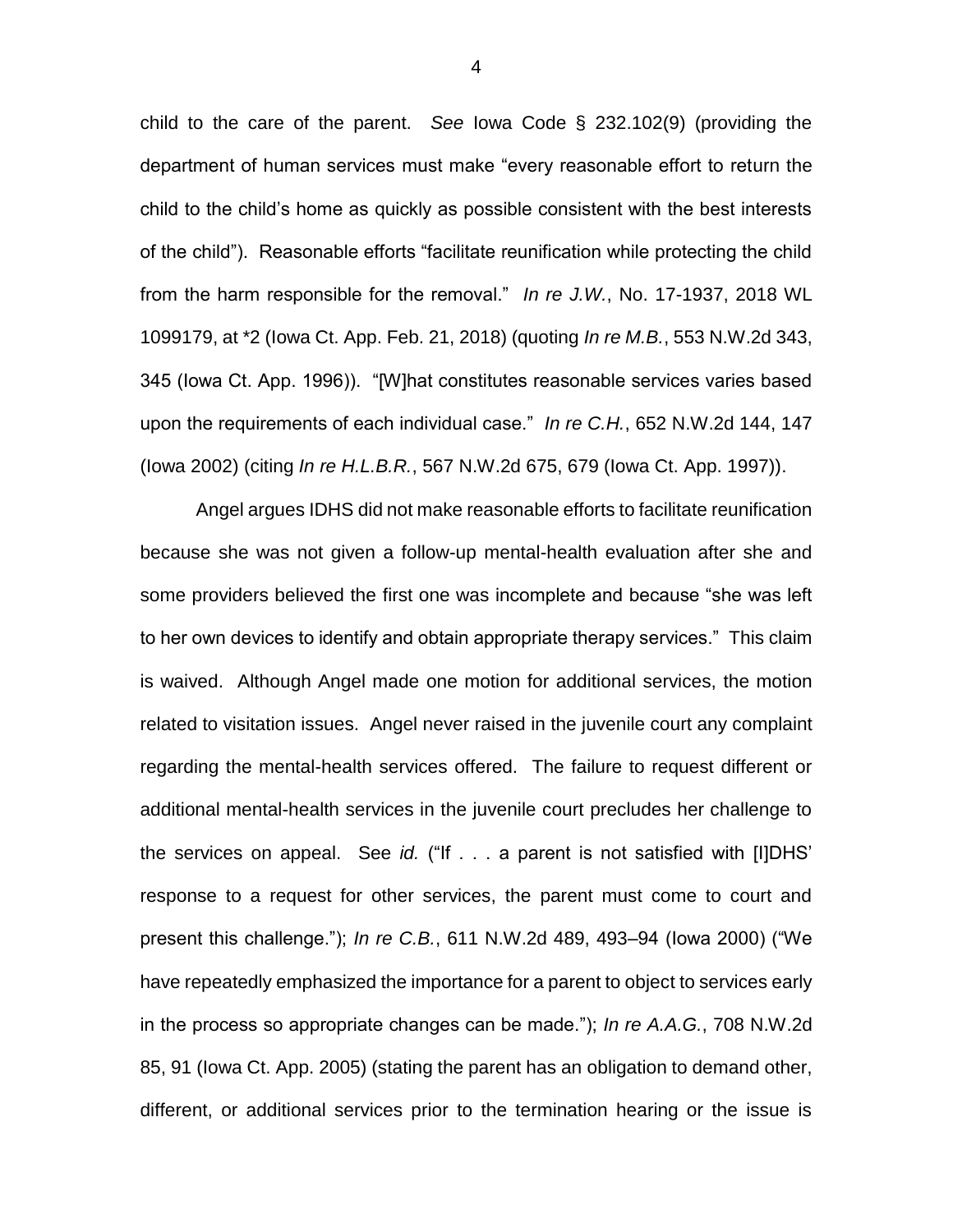child to the care of the parent. *See* Iowa Code § 232.102(9) (providing the department of human services must make "every reasonable effort to return the child to the child's home as quickly as possible consistent with the best interests of the child"). Reasonable efforts "facilitate reunification while protecting the child from the harm responsible for the removal." *In re J.W.*, No. 17-1937, 2018 WL 1099179, at *2 (Iowa Ct. App. Feb. 21, 2018) (quoting *In re M.B.*, 553 N.W.2d 343, 345 (Iowa Ct. App. 1996)). "[W]hat constitutes reasonable services varies based upon the requirements of each individual case." *In re C.H.*, 652 N.W.2d 144, 147 (Iowa 2002) (citing *In re H.L.B.R.*, 567 N.W.2d 675, 679 (Iowa Ct. App. 1997)).

Angel argues IDHS did not make reasonable efforts to facilitate reunification because she was not given a follow-up mental-health evaluation after she and some providers believed the first one was incomplete and because "she was left to her own devices to identify and obtain appropriate therapy services." This claim is waived. Although Angel made one motion for additional services, the motion related to visitation issues. Angel never raised in the juvenile court any complaint regarding the mental-health services offered. The failure to request different or additional mental-health services in the juvenile court precludes her challenge to the services on appeal. See *id.* ("If . . . a parent is not satisfied with [I]DHS' response to a request for other services, the parent must come to court and present this challenge."); *In re C.B.*, 611 N.W.2d 489, 493–94 (Iowa 2000) ("We have repeatedly emphasized the importance for a parent to object to services early in the process so appropriate changes can be made."); *In re A.A.G.*, 708 N.W.2d 85, 91 (Iowa Ct. App. 2005) (stating the parent has an obligation to demand other, different, or additional services prior to the termination hearing or the issue is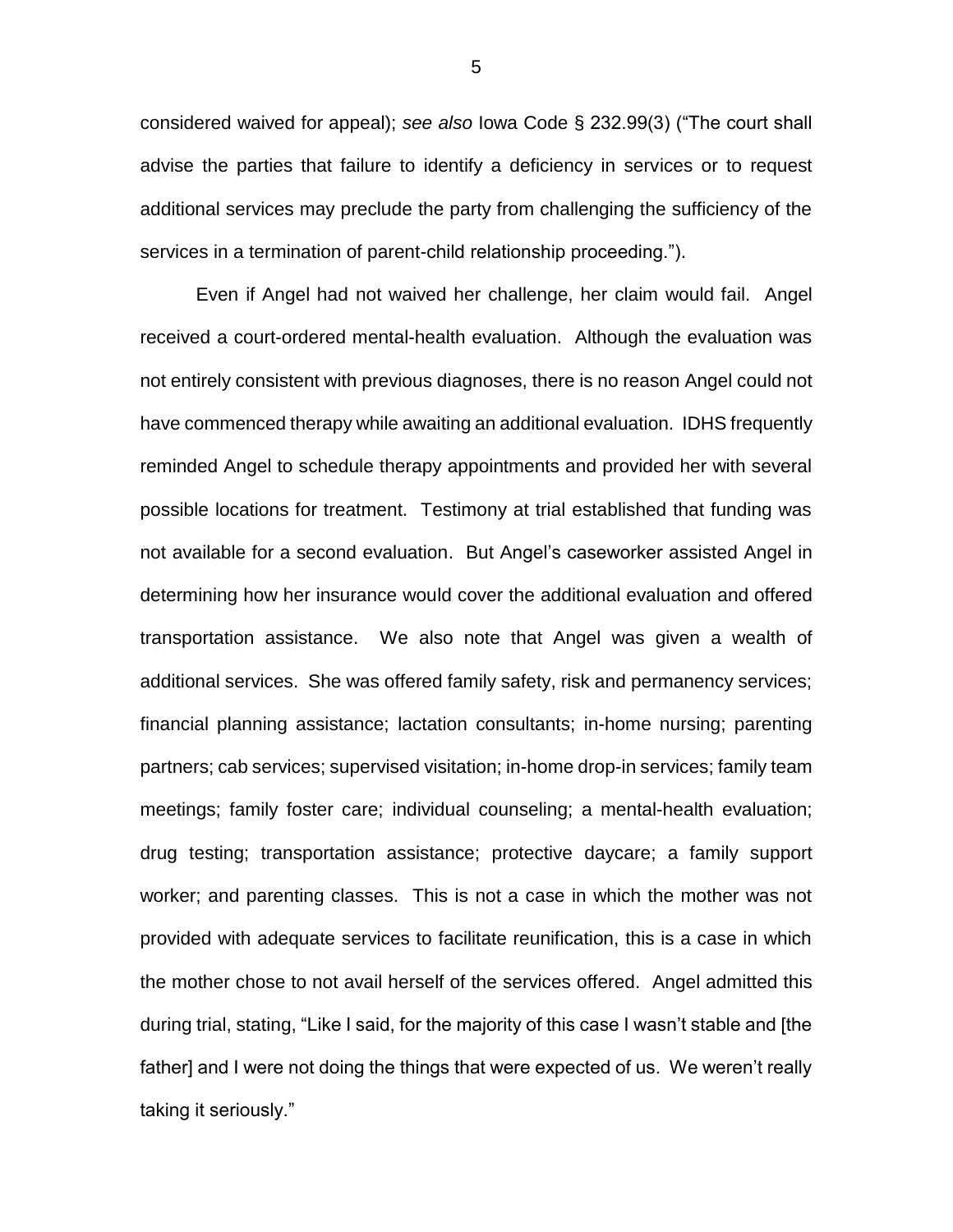considered waived for appeal); *see also* Iowa Code § 232.99(3) ("The court shall advise the parties that failure to identify a deficiency in services or to request additional services may preclude the party from challenging the sufficiency of the services in a termination of parent-child relationship proceeding.").

Even if Angel had not waived her challenge, her claim would fail. Angel received a court-ordered mental-health evaluation. Although the evaluation was not entirely consistent with previous diagnoses, there is no reason Angel could not have commenced therapy while awaiting an additional evaluation. IDHS frequently reminded Angel to schedule therapy appointments and provided her with several possible locations for treatment. Testimony at trial established that funding was not available for a second evaluation. But Angel's caseworker assisted Angel in determining how her insurance would cover the additional evaluation and offered transportation assistance. We also note that Angel was given a wealth of additional services. She was offered family safety, risk and permanency services; financial planning assistance; lactation consultants; in-home nursing; parenting partners; cab services; supervised visitation; in-home drop-in services; family team meetings; family foster care; individual counseling; a mental-health evaluation; drug testing; transportation assistance; protective daycare; a family support worker; and parenting classes. This is not a case in which the mother was not provided with adequate services to facilitate reunification, this is a case in which the mother chose to not avail herself of the services offered. Angel admitted this during trial, stating, "Like I said, for the majority of this case I wasn't stable and [the father] and I were not doing the things that were expected of us. We weren't really taking it seriously."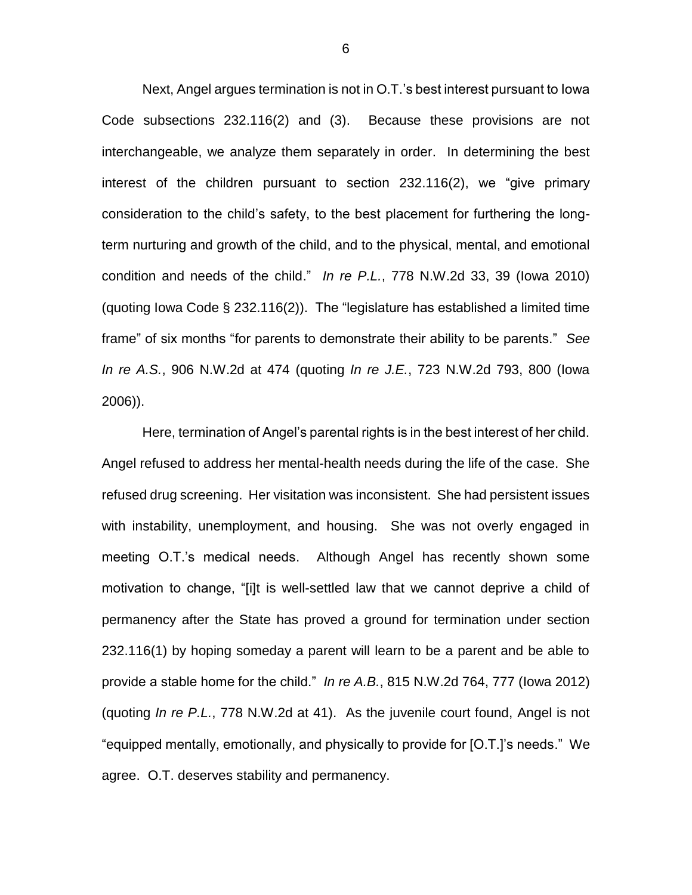Next, Angel argues termination is not in O.T.'s best interest pursuant to Iowa Code subsections 232.116(2) and (3). Because these provisions are not interchangeable, we analyze them separately in order. In determining the best interest of the children pursuant to section 232.116(2), we "give primary consideration to the child's safety, to the best placement for furthering the long-term nurturing and growth of the child, and to the physical, mental, and emotional condition and needs of the child." *In re P.L.*, 778 N.W.2d 33, 39 (Iowa 2010) (quoting Iowa Code § 232.116(2)). The "legislature has established a limited time frame" of six months "for parents to demonstrate their ability to be parents." *See In re A.S.*, 906 N.W.2d at 474 (quoting *In re J.E.*, 723 N.W.2d 793, 800 (Iowa 2006)).

Here, termination of Angel's parental rights is in the best interest of her child. Angel refused to address her mental-health needs during the life of the case. She refused drug screening. Her visitation was inconsistent. She had persistent issues with instability, unemployment, and housing. She was not overly engaged in meeting O.T.'s medical needs. Although Angel has recently shown some motivation to change, "[i]t is well-settled law that we cannot deprive a child of permanency after the State has proved a ground for termination under section 232.116(1) by hoping someday a parent will learn to be a parent and be able to provide a stable home for the child." *In re A.B.*, 815 N.W.2d 764, 777 (Iowa 2012) (quoting *In re P.L.*, 778 N.W.2d at 41). As the juvenile court found, Angel is not "equipped mentally, emotionally, and physically to provide for [O.T.]'s needs." We agree. O.T. deserves stability and permanency.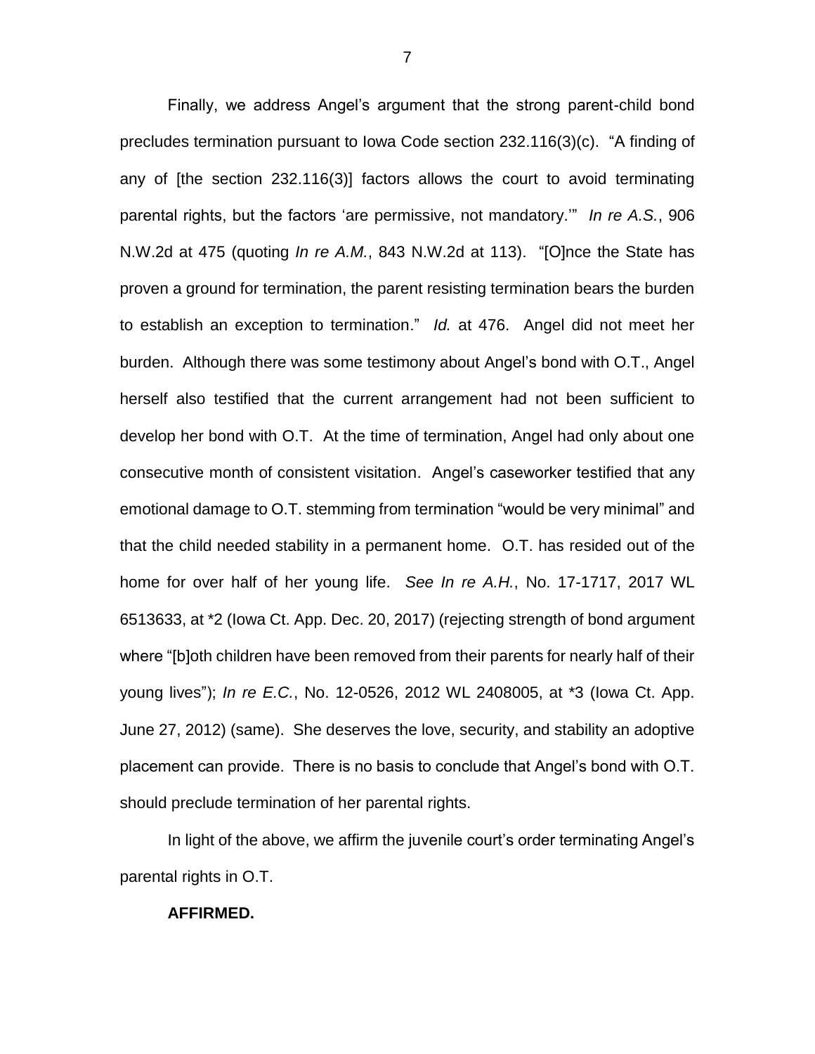Finally, we address Angel's argument that the strong parent-child bond precludes termination pursuant to Iowa Code section 232.116(3)(c). "A finding of any of [the section 232.116(3)] factors allows the court to avoid terminating parental rights, but the factors 'are permissive, not mandatory.'" *In re A.S.*, 906 N.W.2d at 475 (quoting *In re A.M.*, 843 N.W.2d at 113). "[O]nce the State has proven a ground for termination, the parent resisting termination bears the burden to establish an exception to termination." *Id.* at 476. Angel did not meet her burden. Although there was some testimony about Angel's bond with O.T., Angel herself also testified that the current arrangement had not been sufficient to develop her bond with O.T. At the time of termination, Angel had only about one consecutive month of consistent visitation. Angel's caseworker testified that any emotional damage to O.T. stemming from termination "would be very minimal" and that the child needed stability in a permanent home. O.T. has resided out of the home for over half of her young life. *See In re A.H.*, No. 17-1717, 2017 WL 6513633, at *2 (Iowa Ct. App. Dec. 20, 2017) (rejecting strength of bond argument where "[b]oth children have been removed from their parents for nearly half of their young lives"); *In re E.C.*, No. 12-0526, 2012 WL 2408005, at *3 (Iowa Ct. App. June 27, 2012) (same). She deserves the love, security, and stability an adoptive placement can provide. There is no basis to conclude that Angel's bond with O.T. should preclude termination of her parental rights.

In light of the above, we affirm the juvenile court's order terminating Angel's parental rights in O.T.

**AFFIRMED.**